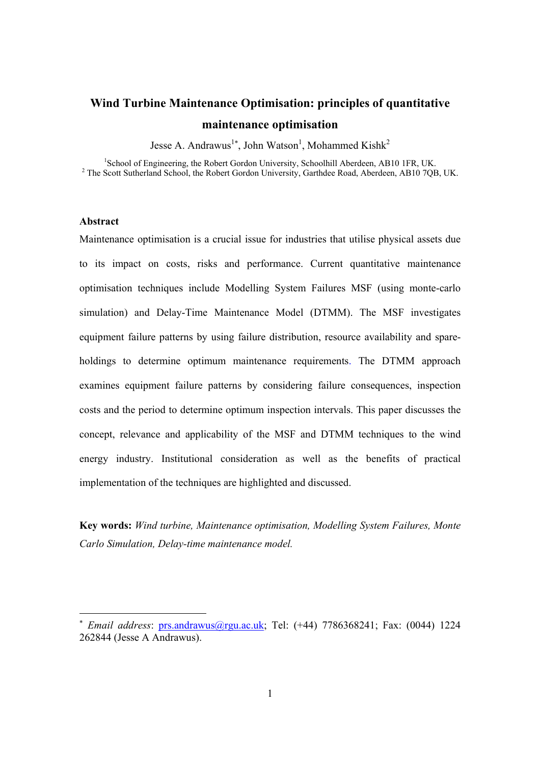# Wind Turbine Maintenance Optimisation: principles of quantitative maintenance optimisation

Jesse A. Andrawus[1*], John Watson[1], Mohammed Kishk[2]

[1]School of Engineering, the Robert Gordon University, Schoolhill Aberdeen, AB10 1FR, UK.
[2] The Scott Sutherland School, the Robert Gordon University, Garthdee Road, Aberdeen, AB10 7QB, UK.

## Abstract

Maintenance optimisation is a crucial issue for industries that utilise physical assets due to its impact on costs, risks and performance. Current quantitative maintenance optimisation techniques include Modelling System Failures MSF (using monte-carlo simulation) and Delay-Time Maintenance Model (DTMM). The MSF investigates equipment failure patterns by using failure distribution, resource availability and spare-holdings to determine optimum maintenance requirements. The DTMM approach examines equipment failure patterns by considering failure consequences, inspection costs and the period to determine optimum inspection intervals. This paper discusses the concept, relevance and applicability of the MSF and DTMM techniques to the wind energy industry. Institutional consideration as well as the benefits of practical implementation of the techniques are highlighted and discussed.

**Key words:** *Wind turbine, Maintenance optimisation, Modelling System Failures, Monte Carlo Simulation, Delay-time maintenance model.*

---

[*] *Email address*: prs.andrawus@rgu.ac.uk; Tel: (+44) 7786368241; Fax: (0044) 1224 262844 (Jesse A Andrawus).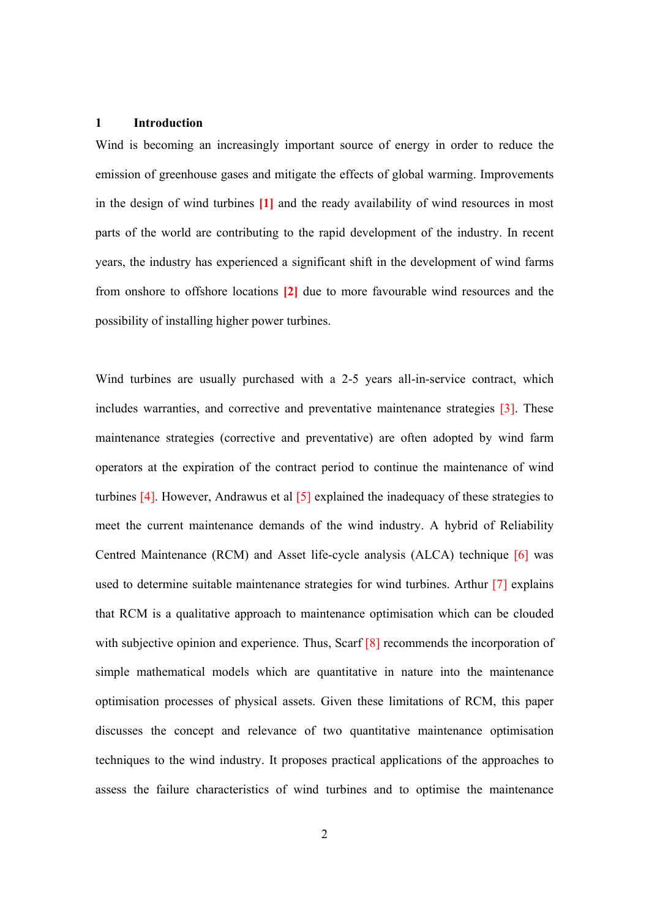# 1 Introduction

Wind is becoming an increasingly important source of energy in order to reduce the emission of greenhouse gases and mitigate the effects of global warming. Improvements in the design of wind turbines [1] and the ready availability of wind resources in most parts of the world are contributing to the rapid development of the industry. In recent years, the industry has experienced a significant shift in the development of wind farms from onshore to offshore locations [2] due to more favourable wind resources and the possibility of installing higher power turbines.

Wind turbines are usually purchased with a 2-5 years all-in-service contract, which includes warranties, and corrective and preventative maintenance strategies [3]. These maintenance strategies (corrective and preventative) are often adopted by wind farm operators at the expiration of the contract period to continue the maintenance of wind turbines [4]. However, Andrawus et al [5] explained the inadequacy of these strategies to meet the current maintenance demands of the wind industry. A hybrid of Reliability Centred Maintenance (RCM) and Asset life-cycle analysis (ALCA) technique [6] was used to determine suitable maintenance strategies for wind turbines. Arthur [7] explains that RCM is a qualitative approach to maintenance optimisation which can be clouded with subjective opinion and experience. Thus, Scarf [8] recommends the incorporation of simple mathematical models which are quantitative in nature into the maintenance optimisation processes of physical assets. Given these limitations of RCM, this paper discusses the concept and relevance of two quantitative maintenance optimisation techniques to the wind industry. It proposes practical applications of the approaches to assess the failure characteristics of wind turbines and to optimise the maintenance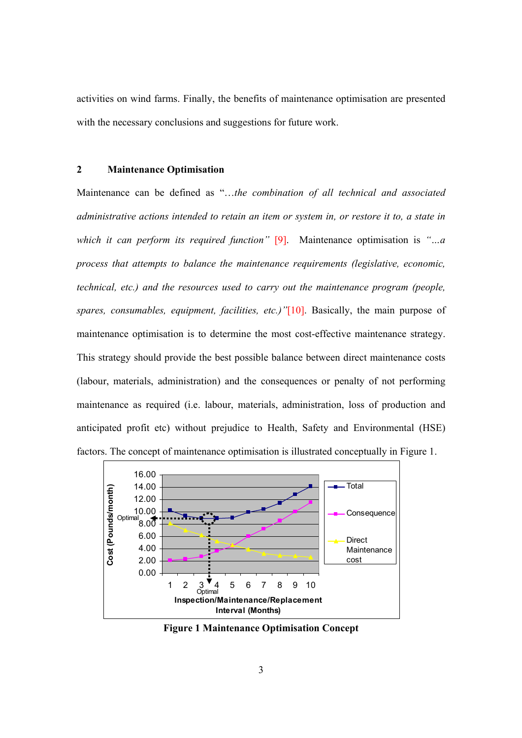activities on wind farms. Finally, the benefits of maintenance optimisation are presented with the necessary conclusions and suggestions for future work.

## 2 Maintenance Optimisation

Maintenance can be defined as "*…the combination of all technical and associated administrative actions intended to retain an item or system in, or restore it to, a state in which it can perform its required function*" [9]. Maintenance optimisation is *"…a process that attempts to balance the maintenance requirements (legislative, economic, technical, etc.) and the resources used to carry out the maintenance program (people, spares, consumables, equipment, facilities, etc.)"*[10]. Basically, the main purpose of maintenance optimisation is to determine the most cost-effective maintenance strategy. This strategy should provide the best possible balance between direct maintenance costs (labour, materials, administration) and the consequences or penalty of not performing maintenance as required (i.e. labour, materials, administration, loss of production and anticipated profit etc) without prejudice to Health, Safety and Environmental (HSE) factors. The concept of maintenance optimisation is illustrated conceptually in Figure 1.

**Figure 1 Maintenance Optimisation Concept**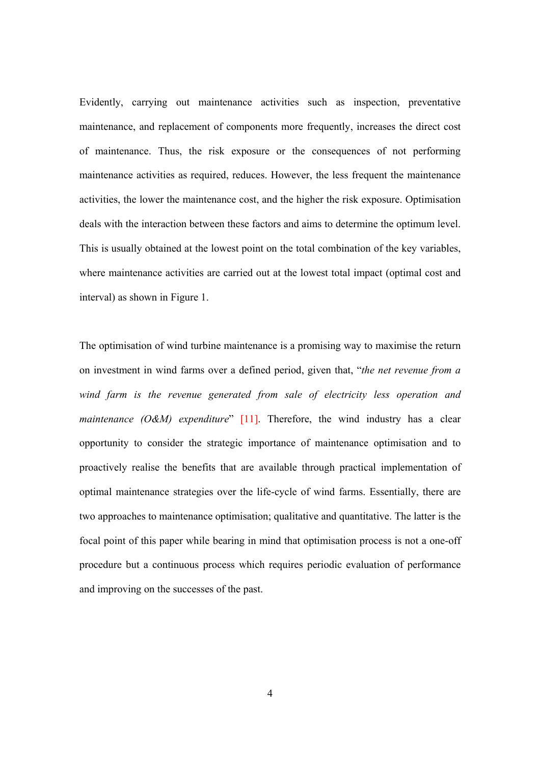Evidently, carrying out maintenance activities such as inspection, preventative maintenance, and replacement of components more frequently, increases the direct cost of maintenance. Thus, the risk exposure or the consequences of not performing maintenance activities as required, reduces. However, the less frequent the maintenance activities, the lower the maintenance cost, and the higher the risk exposure. Optimisation deals with the interaction between these factors and aims to determine the optimum level. This is usually obtained at the lowest point on the total combination of the key variables, where maintenance activities are carried out at the lowest total impact (optimal cost and interval) as shown in Figure 1.

The optimisation of wind turbine maintenance is a promising way to maximise the return on investment in wind farms over a defined period, given that, "*the net revenue from a wind farm is the revenue generated from sale of electricity less operation and maintenance (O&M) expenditure*" [11]. Therefore, the wind industry has a clear opportunity to consider the strategic importance of maintenance optimisation and to proactively realise the benefits that are available through practical implementation of optimal maintenance strategies over the life-cycle of wind farms. Essentially, there are two approaches to maintenance optimisation; qualitative and quantitative. The latter is the focal point of this paper while bearing in mind that optimisation process is not a one-off procedure but a continuous process which requires periodic evaluation of performance and improving on the successes of the past.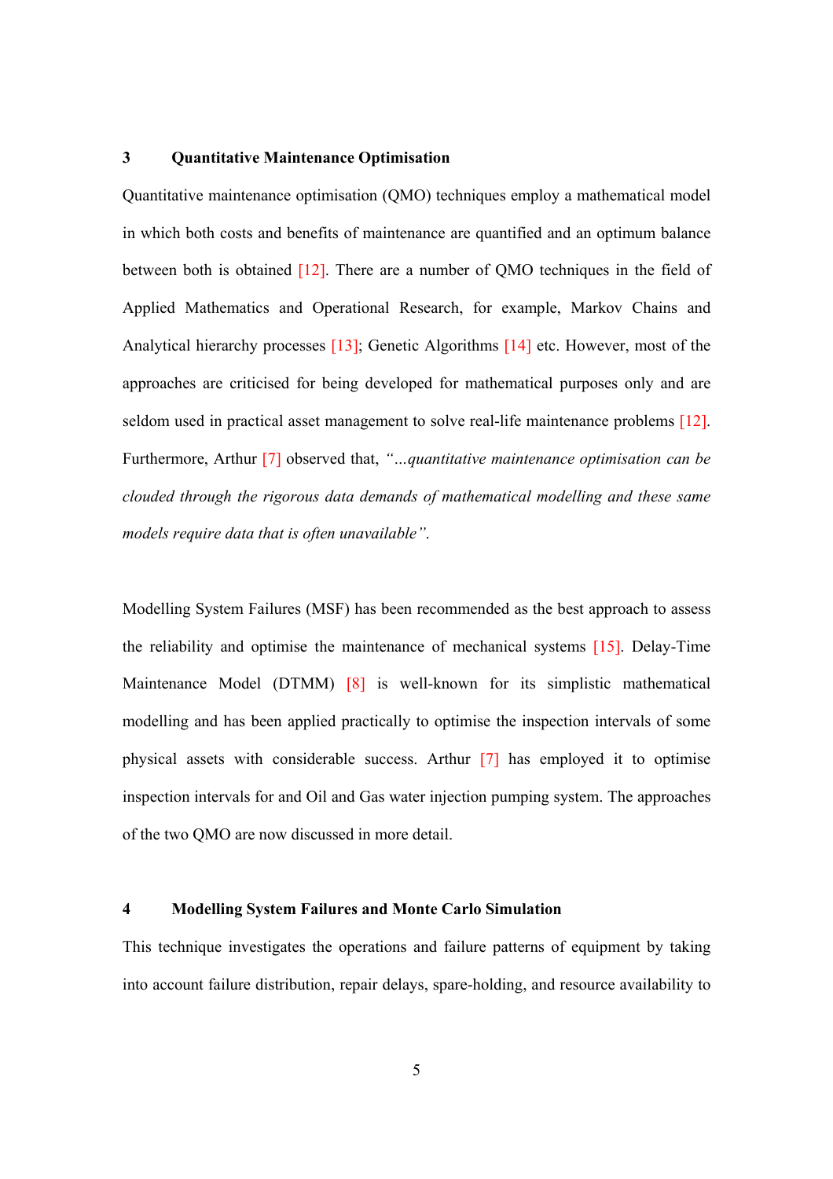## 3 Quantitative Maintenance Optimisation

Quantitative maintenance optimisation (QMO) techniques employ a mathematical model in which both costs and benefits of maintenance are quantified and an optimum balance between both is obtained [12]. There are a number of QMO techniques in the field of Applied Mathematics and Operational Research, for example, Markov Chains and Analytical hierarchy processes [13]; Genetic Algorithms [14] etc. However, most of the approaches are criticised for being developed for mathematical purposes only and are seldom used in practical asset management to solve real-life maintenance problems [12]. Furthermore, Arthur [7] observed that, *"…quantitative maintenance optimisation can be clouded through the rigorous data demands of mathematical modelling and these same models require data that is often unavailable"*.

Modelling System Failures (MSF) has been recommended as the best approach to assess the reliability and optimise the maintenance of mechanical systems [15]. Delay-Time Maintenance Model (DTMM) [8] is well-known for its simplistic mathematical modelling and has been applied practically to optimise the inspection intervals of some physical assets with considerable success. Arthur [7] has employed it to optimise inspection intervals for and Oil and Gas water injection pumping system. The approaches of the two QMO are now discussed in more detail.

## 4 Modelling System Failures and Monte Carlo Simulation

This technique investigates the operations and failure patterns of equipment by taking into account failure distribution, repair delays, spare-holding, and resource availability to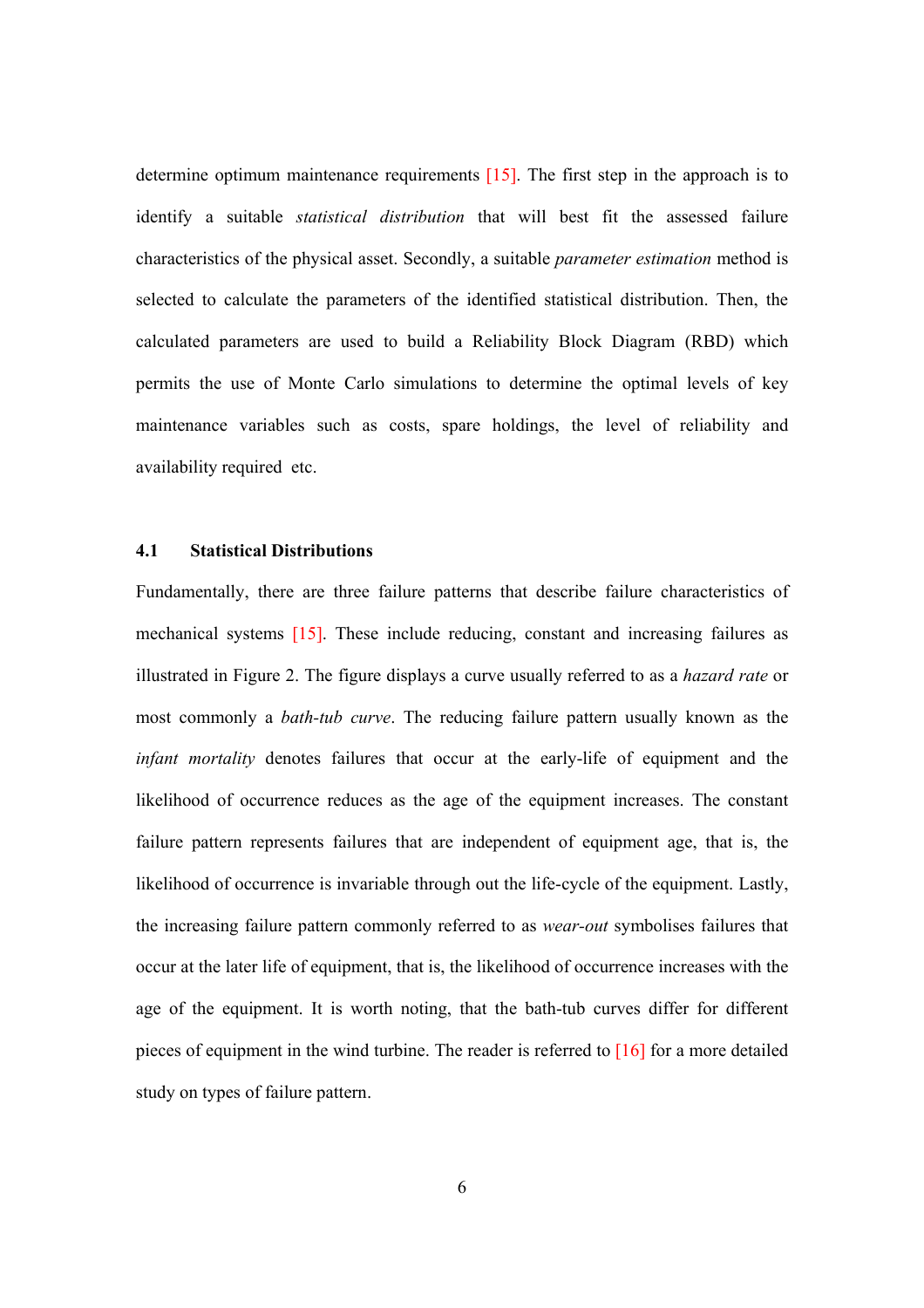determine optimum maintenance requirements [15]. The first step in the approach is to identify a suitable *statistical distribution* that will best fit the assessed failure characteristics of the physical asset. Secondly, a suitable *parameter estimation* method is selected to calculate the parameters of the identified statistical distribution. Then, the calculated parameters are used to build a Reliability Block Diagram (RBD) which permits the use of Monte Carlo simulations to determine the optimal levels of key maintenance variables such as costs, spare holdings, the level of reliability and availability required etc.

### 4.1 Statistical Distributions

Fundamentally, there are three failure patterns that describe failure characteristics of mechanical systems [15]. These include reducing, constant and increasing failures as illustrated in Figure 2. The figure displays a curve usually referred to as a *hazard rate* or most commonly a *bath-tub curve*. The reducing failure pattern usually known as the *infant mortality* denotes failures that occur at the early-life of equipment and the likelihood of occurrence reduces as the age of the equipment increases. The constant failure pattern represents failures that are independent of equipment age, that is, the likelihood of occurrence is invariable through out the life-cycle of the equipment. Lastly, the increasing failure pattern commonly referred to as *wear-out* symbolises failures that occur at the later life of equipment, that is, the likelihood of occurrence increases with the age of the equipment. It is worth noting, that the bath-tub curves differ for different pieces of equipment in the wind turbine. The reader is referred to [16] for a more detailed study on types of failure pattern.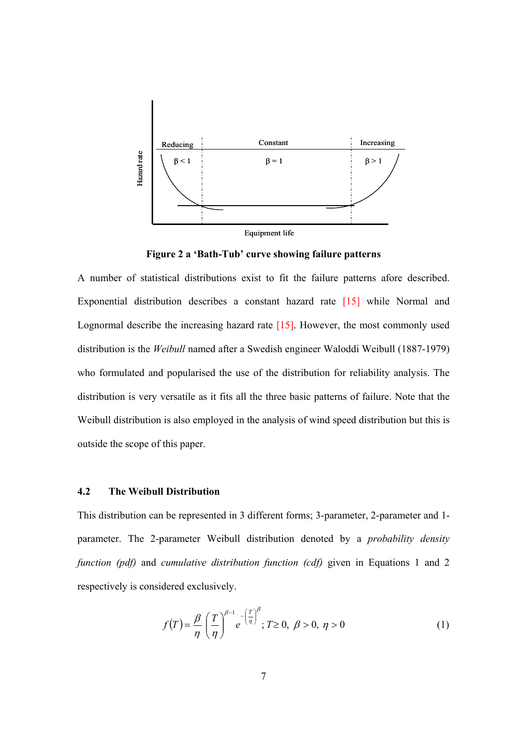Figure 2 a 'Bath-Tub' curve showing failure patterns

A number of statistical distributions exist to fit the failure patterns afore described. Exponential distribution describes a constant hazard rate [15] while Normal and Lognormal describe the increasing hazard rate [15]. However, the most commonly used distribution is the *Weibull* named after a Swedish engineer Waloddi Weibull (1887-1979) who formulated and popularised the use of the distribution for reliability analysis. The distribution is very versatile as it fits all the three basic patterns of failure. Note that the Weibull distribution is also employed in the analysis of wind speed distribution but this is outside the scope of this paper.

### 4.2 The Weibull Distribution

This distribution can be represented in 3 different forms; 3-parameter, 2-parameter and 1-parameter. The 2-parameter Weibull distribution denoted by a *probability density function (pdf)* and *cumulative distribution function (cdf)* given in Equations 1 and 2 respectively is considered exclusively.

$$f(T) = \frac{\beta}{\eta}\left(\frac{T}{\eta}\right)^{\beta-1} e^{-\left(\frac{T}{\eta}\right)^{\beta}}; T \geq 0,\ \beta > 0,\ \eta > 0 \tag{1}$$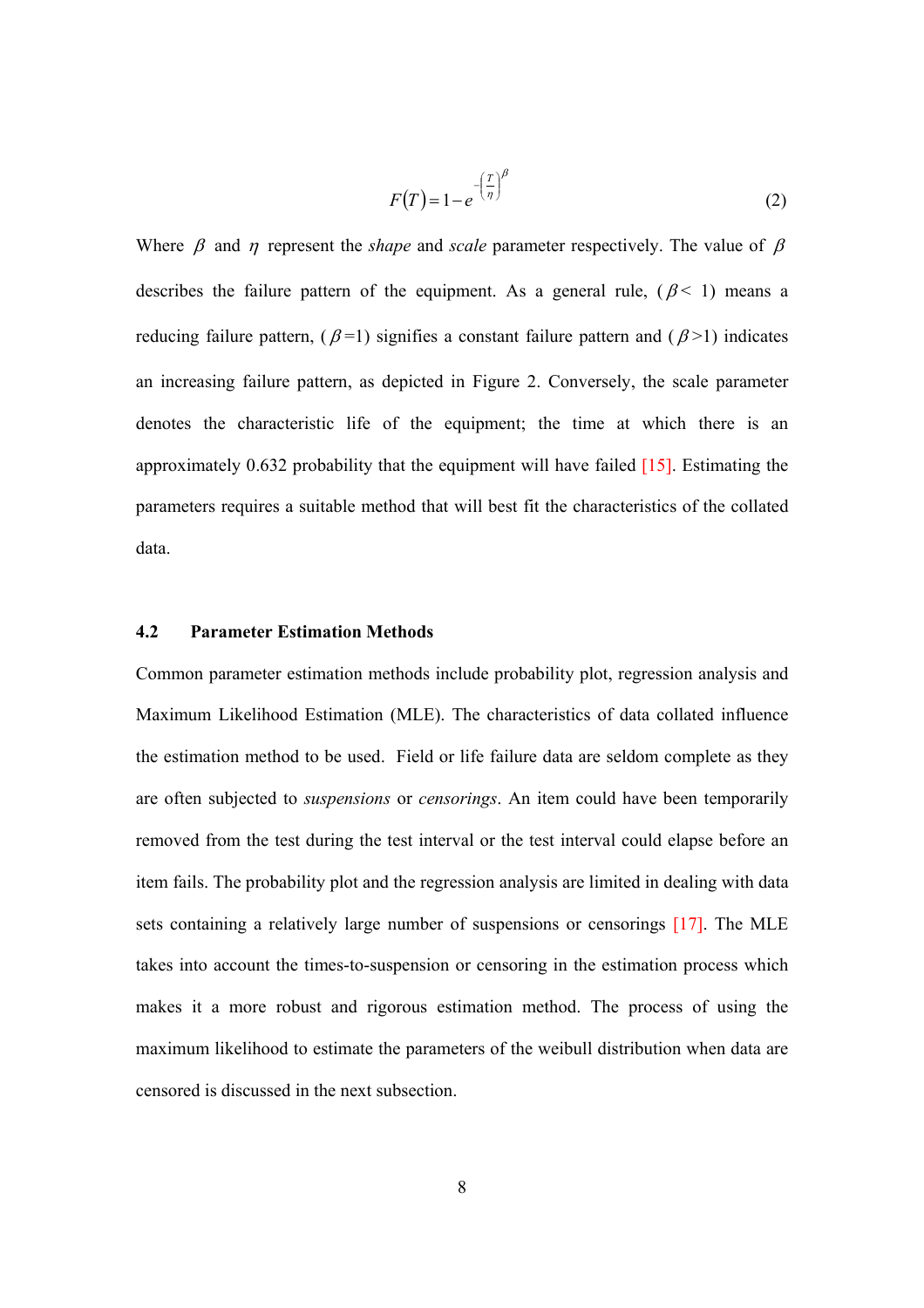$$F(T) = 1 - e^{-\left(\frac{T}{\eta}\right)^{\beta}} \tag{2}$$

Where $\beta$ and $\eta$ represent the *shape* and *scale* parameter respectively. The value of $\beta$ describes the failure pattern of the equipment. As a general rule, ($\beta < 1$) means a reducing failure pattern, ($\beta = 1$) signifies a constant failure pattern and ($\beta > 1$) indicates an increasing failure pattern, as depicted in Figure 2. Conversely, the scale parameter denotes the characteristic life of the equipment; the time at which there is an approximately 0.632 probability that the equipment will have failed [15]. Estimating the parameters requires a suitable method that will best fit the characteristics of the collated data.

### 4.2 Parameter Estimation Methods

Common parameter estimation methods include probability plot, regression analysis and Maximum Likelihood Estimation (MLE). The characteristics of data collated influence the estimation method to be used. Field or life failure data are seldom complete as they are often subjected to *suspensions* or *censorings*. An item could have been temporarily removed from the test during the test interval or the test interval could elapse before an item fails. The probability plot and the regression analysis are limited in dealing with data sets containing a relatively large number of suspensions or censorings [17]. The MLE takes into account the times-to-suspension or censoring in the estimation process which makes it a more robust and rigorous estimation method. The process of using the maximum likelihood to estimate the parameters of the weibull distribution when data are censored is discussed in the next subsection.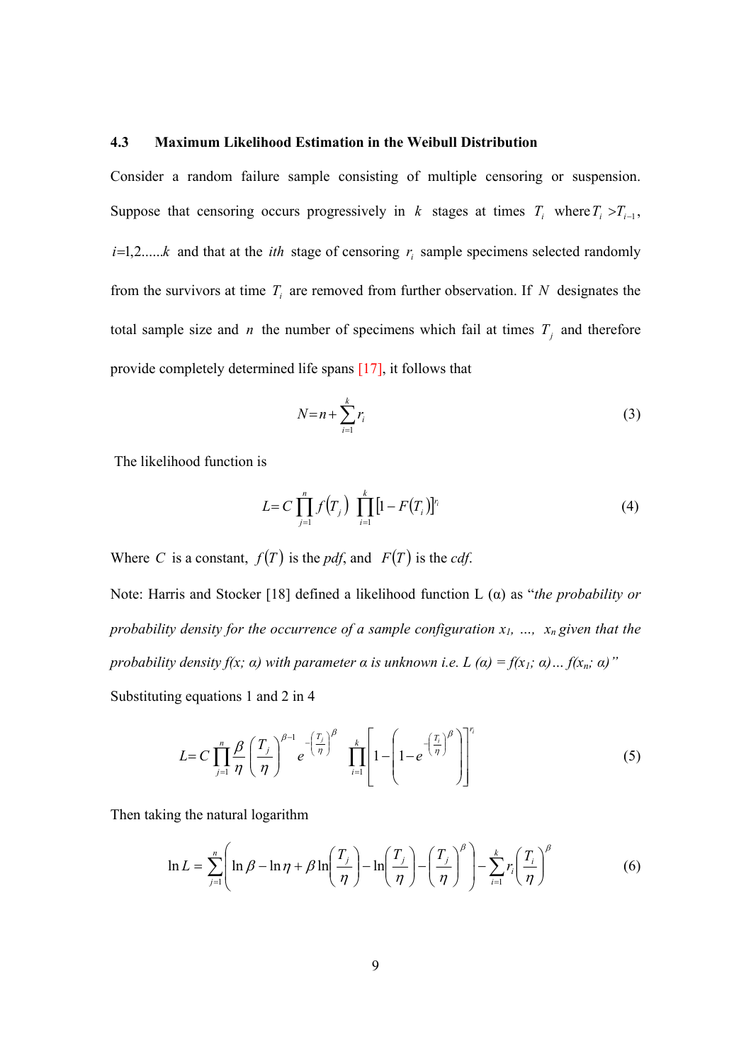### 4.3 Maximum Likelihood Estimation in the Weibull Distribution

Consider a random failure sample consisting of multiple censoring or suspension. Suppose that censoring occurs progressively in $k$ stages at times $T_i$ where $T_i > T_{i-1}$, $i$=1,2......$k$ and that at the *ith* stage of censoring $r_i$ sample specimens selected randomly from the survivors at time $T_i$ are removed from further observation. If $N$ designates the total sample size and $n$ the number of specimens which fail at times $T_j$ and therefore provide completely determined life spans [17], it follows that

$$N = n + \sum_{i=1}^{k} r_i \tag{3}$$

The likelihood function is

$$L = C \prod_{j=1}^{n} f(T_j) \prod_{i=1}^{k} \left[1 - F(T_i)\right]^{r_i} \tag{4}$$

Where $C$ is a constant, $f(T)$ is the *pdf*, and $F(T)$ is the *cdf*.

Note: Harris and Stocker [18] defined a likelihood function L (α) as "*the probability or probability density for the occurrence of a sample configuration $x_1$, …, $x_n$ given that the probability density f(x; α) with parameter α is unknown i.e. L (α) = f($x_1$; α)… f($x_n$; α)*"

Substituting equations 1 and 2 in 4

$$L = C \prod_{j=1}^{n} \frac{\beta}{\eta} \left(\frac{T_j}{\eta}\right)^{\beta-1} e^{-\left(\frac{T_j}{\eta}\right)^{\beta}} \prod_{i=1}^{k} \left[1 - \left(1 - e^{-\left(\frac{T_i}{\eta}\right)^{\beta}}\right)\right]^{r_i} \tag{5}$$

Then taking the natural logarithm

$$\ln L = \sum_{j=1}^{n} \left( \ln\beta - \ln\eta + \beta \ln\left(\frac{T_j}{\eta}\right) - \ln\left(\frac{T_j}{\eta}\right) - \left(\frac{T_j}{\eta}\right)^{\beta} \right) - \sum_{i=1}^{k} r_i \left(\frac{T_i}{\eta}\right)^{\beta} \tag{6}$$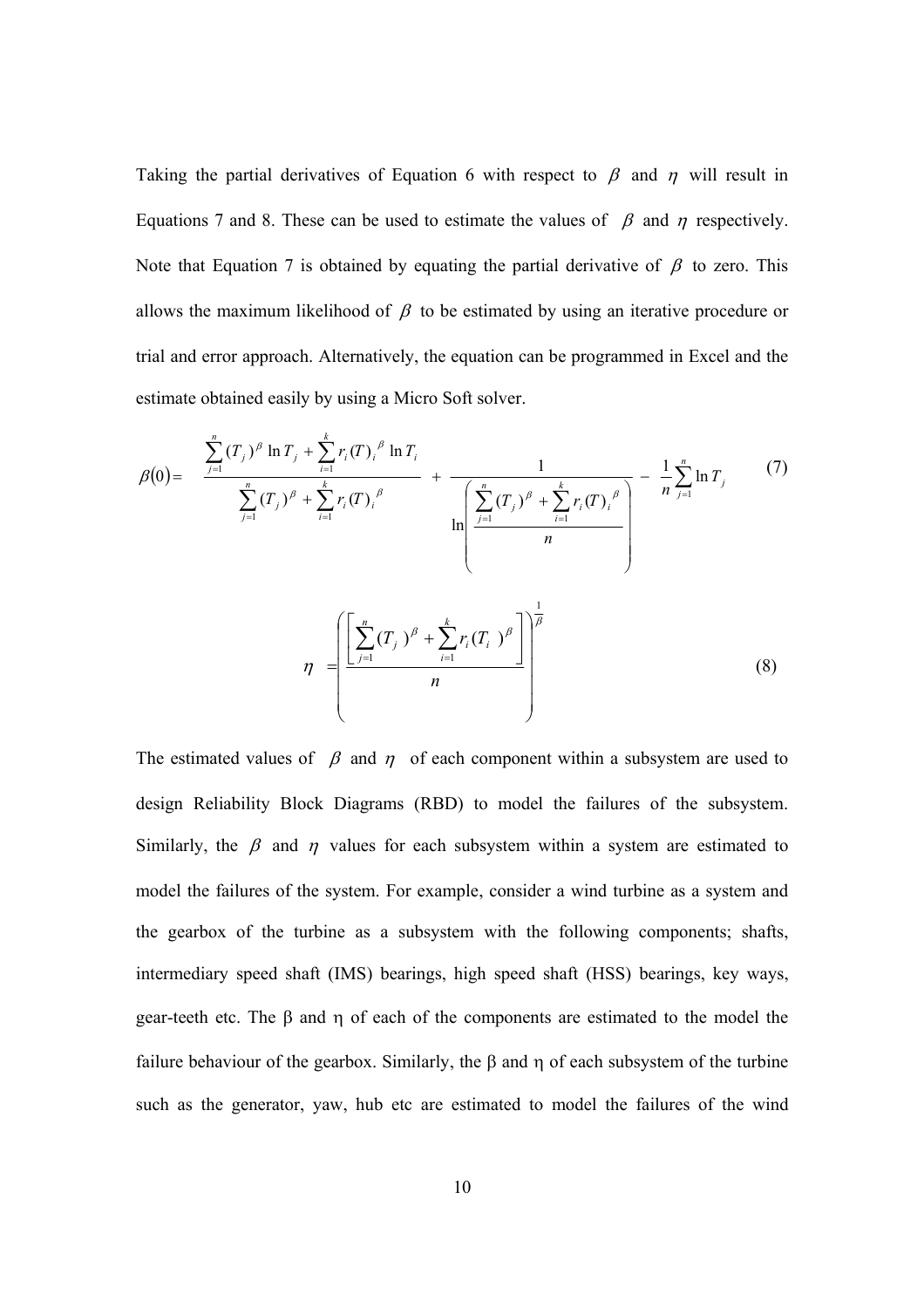Taking the partial derivatives of Equation 6 with respect to $\beta$ and $\eta$ will result in Equations 7 and 8. These can be used to estimate the values of $\beta$ and $\eta$ respectively. Note that Equation 7 is obtained by equating the partial derivative of $\beta$ to zero. This allows the maximum likelihood of $\beta$ to be estimated by using an iterative procedure or trial and error approach. Alternatively, the equation can be programmed in Excel and the estimate obtained easily by using a Micro Soft solver.

$$\beta(0) = \frac{\sum_{j=1}^{n} (T_j)^{\beta} \ln T_j + \sum_{i=1}^{k} r_i (T)_i^{\beta} \ln T_i}{\sum_{j=1}^{n} (T_j)^{\beta} + \sum_{i=1}^{k} r_i (T)_i^{\beta}} + \frac{1}{\ln\left( \frac{\sum_{j=1}^{n} (T_j)^{\beta} + \sum_{i=1}^{k} r_i (T)_i^{\beta}}{n} \right)} - \frac{1}{n} \sum_{j=1}^{n} \ln T_j \tag{7}$$

$$\eta = \left( \frac{\left[ \sum_{j=1}^{n} (T_j)^{\beta} + \sum_{i=1}^{k} r_i (T_i)^{\beta} \right]}{n} \right)^{\frac{1}{\beta}} \tag{8}$$

The estimated values of $\beta$ and $\eta$ of each component within a subsystem are used to design Reliability Block Diagrams (RBD) to model the failures of the subsystem. Similarly, the $\beta$ and $\eta$ values for each subsystem within a system are estimated to model the failures of the system. For example, consider a wind turbine as a system and the gearbox of the turbine as a subsystem with the following components; shafts, intermediary speed shaft (IMS) bearings, high speed shaft (HSS) bearings, key ways, gear-teeth etc. The $\beta$ and $\eta$ of each of the components are estimated to the model the failure behaviour of the gearbox. Similarly, the $\beta$ and $\eta$ of each subsystem of the turbine such as the generator, yaw, hub etc are estimated to model the failures of the wind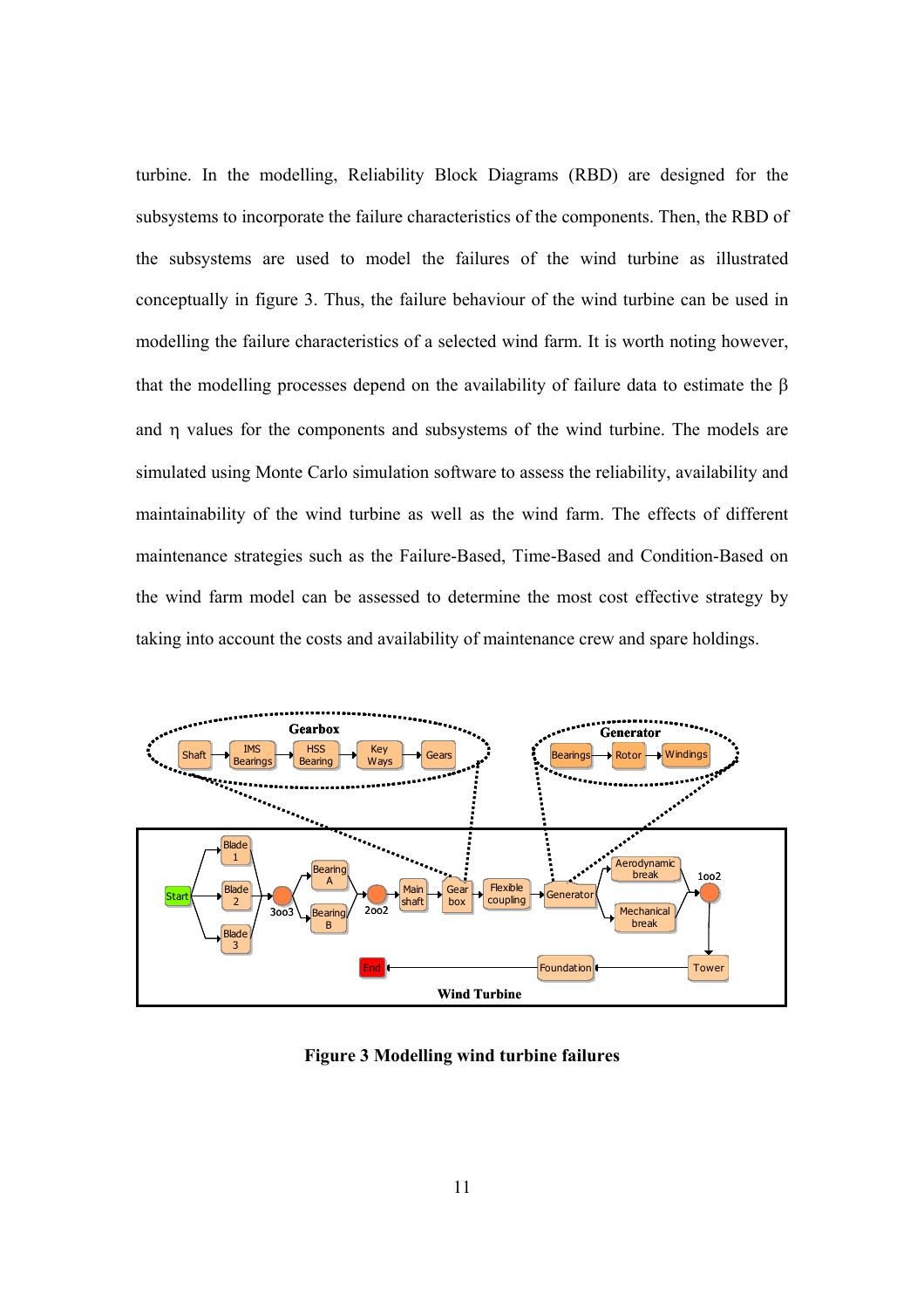turbine. In the modelling, Reliability Block Diagrams (RBD) are designed for the subsystems to incorporate the failure characteristics of the components. Then, the RBD of the subsystems are used to model the failures of the wind turbine as illustrated conceptually in figure 3. Thus, the failure behaviour of the wind turbine can be used in modelling the failure characteristics of a selected wind farm. It is worth noting however, that the modelling processes depend on the availability of failure data to estimate the $\beta$ and $\eta$ values for the components and subsystems of the wind turbine. The models are simulated using Monte Carlo simulation software to assess the reliability, availability and maintainability of the wind turbine as well as the wind farm. The effects of different maintenance strategies such as the Failure-Based, Time-Based and Condition-Based on the wind farm model can be assessed to determine the most cost effective strategy by taking into account the costs and availability of maintenance crew and spare holdings.

**Figure 3 Modelling wind turbine failures**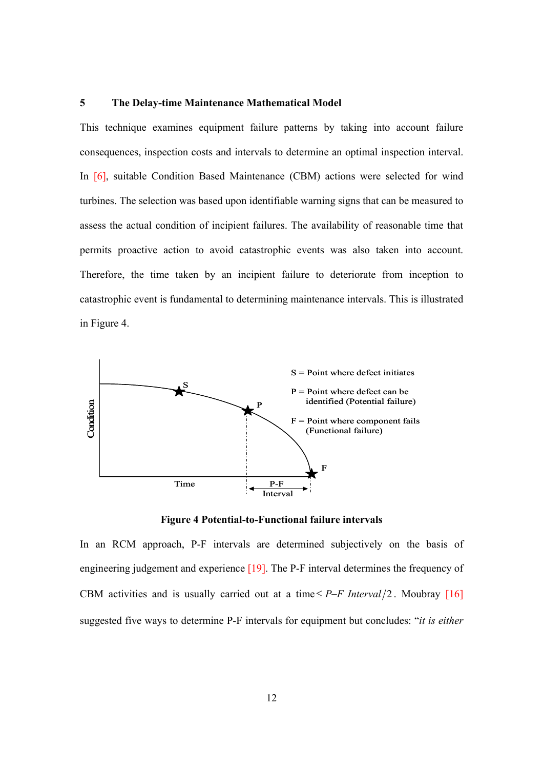## 5 The Delay-time Maintenance Mathematical Model

This technique examines equipment failure patterns by taking into account failure consequences, inspection costs and intervals to determine an optimal inspection interval. In [6], suitable Condition Based Maintenance (CBM) actions were selected for wind turbines. The selection was based upon identifiable warning signs that can be measured to assess the actual condition of incipient failures. The availability of reasonable time that permits proactive action to avoid catastrophic events was also taken into account. Therefore, the time taken by an incipient failure to deteriorate from inception to catastrophic event is fundamental to determining maintenance intervals. This is illustrated in Figure 4.

**Figure 4 Potential-to-Functional failure intervals**

In an RCM approach, P-F intervals are determined subjectively on the basis of engineering judgement and experience [19]. The P-F interval determines the frequency of CBM activities and is usually carried out at a time $\leq P\text{–}F\ Interval/2$. Moubray [16] suggested five ways to determine P-F intervals for equipment but concludes: "*it is either*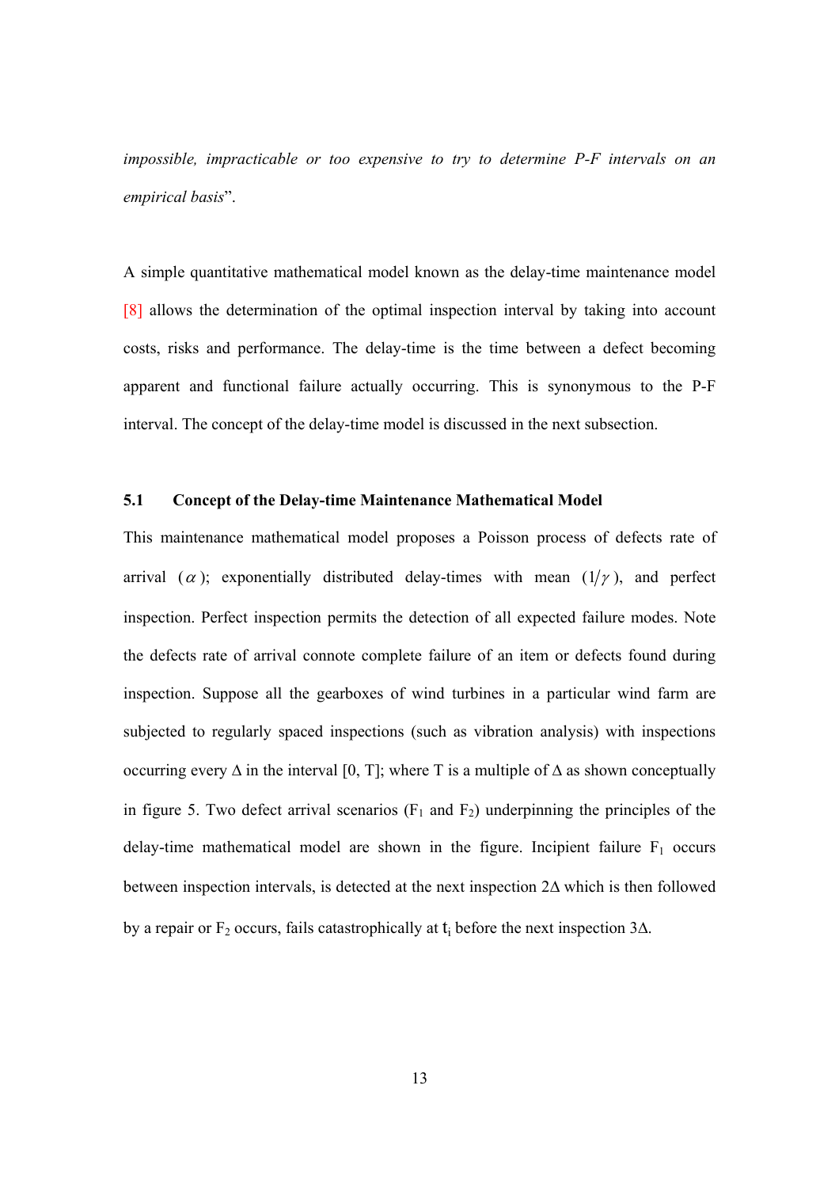*impossible, impracticable or too expensive to try to determine P-F intervals on an empirical basis*".

A simple quantitative mathematical model known as the delay-time maintenance model [8] allows the determination of the optimal inspection interval by taking into account costs, risks and performance. The delay-time is the time between a defect becoming apparent and functional failure actually occurring. This is synonymous to the P-F interval. The concept of the delay-time model is discussed in the next subsection.

### 5.1 Concept of the Delay-time Maintenance Mathematical Model

This maintenance mathematical model proposes a Poisson process of defects rate of arrival ($\alpha$); exponentially distributed delay-times with mean ($1/\gamma$), and perfect inspection. Perfect inspection permits the detection of all expected failure modes. Note the defects rate of arrival connote complete failure of an item or defects found during inspection. Suppose all the gearboxes of wind turbines in a particular wind farm are subjected to regularly spaced inspections (such as vibration analysis) with inspections occurring every $\Delta$ in the interval [0, T]; where T is a multiple of $\Delta$ as shown conceptually in figure 5. Two defect arrival scenarios ($F_1$ and $F_2$) underpinning the principles of the delay-time mathematical model are shown in the figure. Incipient failure $F_1$ occurs between inspection intervals, is detected at the next inspection $2\Delta$ which is then followed by a repair or $F_2$ occurs, fails catastrophically at $t_i$ before the next inspection $3\Delta$.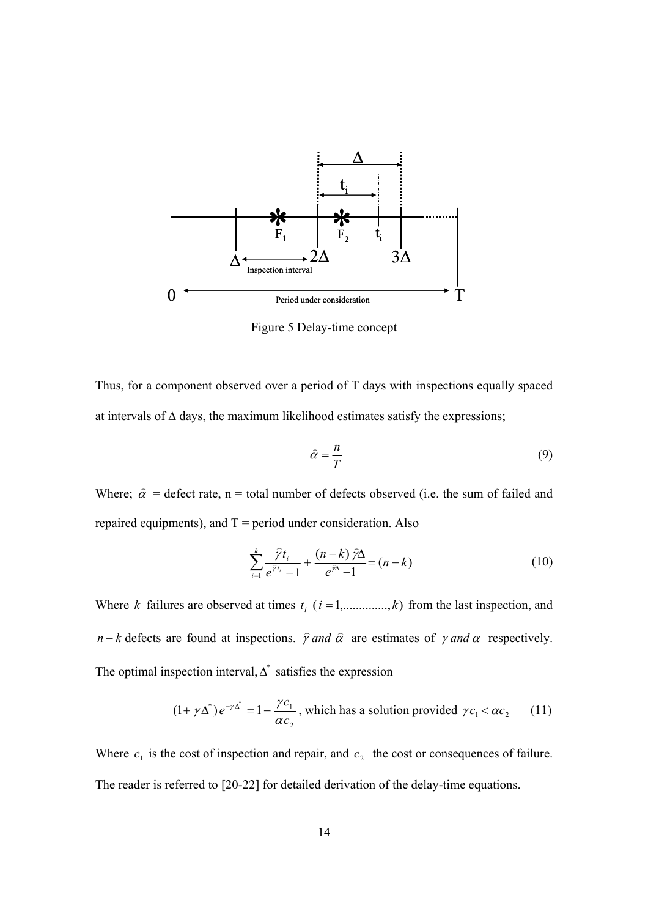Figure 5 Delay-time concept

Thus, for a component observed over a period of T days with inspections equally spaced at intervals of Δ days, the maximum likelihood estimates satisfy the expressions;

$$\hat{\alpha} = \frac{n}{T} \tag{9}$$

Where; $\hat{\alpha}$ = defect rate, n = total number of defects observed (i.e. the sum of failed and repaired equipments), and T = period under consideration. Also

$$\sum_{i=1}^{k} \frac{\hat{\gamma} t_i}{e^{\hat{\gamma} t_i} - 1} + \frac{(n-k)\,\hat{\gamma}\Delta}{e^{\hat{\gamma}\Delta} - 1} = (n-k) \tag{10}$$

Where $k$ failures are observed at times $t_i$ $(i = 1, \ldots\ldots\ldots\ldots, k)$ from the last inspection, and $n-k$ defects are found at inspections. $\hat{\gamma}$ *and* $\hat{\alpha}$ are estimates of $\gamma$ *and* $\alpha$ respectively. The optimal inspection interval, $\Delta^*$ satisfies the expression

$$(1+\gamma\Delta^*)\,e^{-\gamma\Delta^*} = 1 - \frac{\gamma c_1}{\alpha c_2}, \text{ which has a solution provided } \gamma c_1 < \alpha c_2 \tag{11}$$

Where $c_1$ is the cost of inspection and repair, and $c_2$ the cost or consequences of failure. The reader is referred to [20-22] for detailed derivation of the delay-time equations.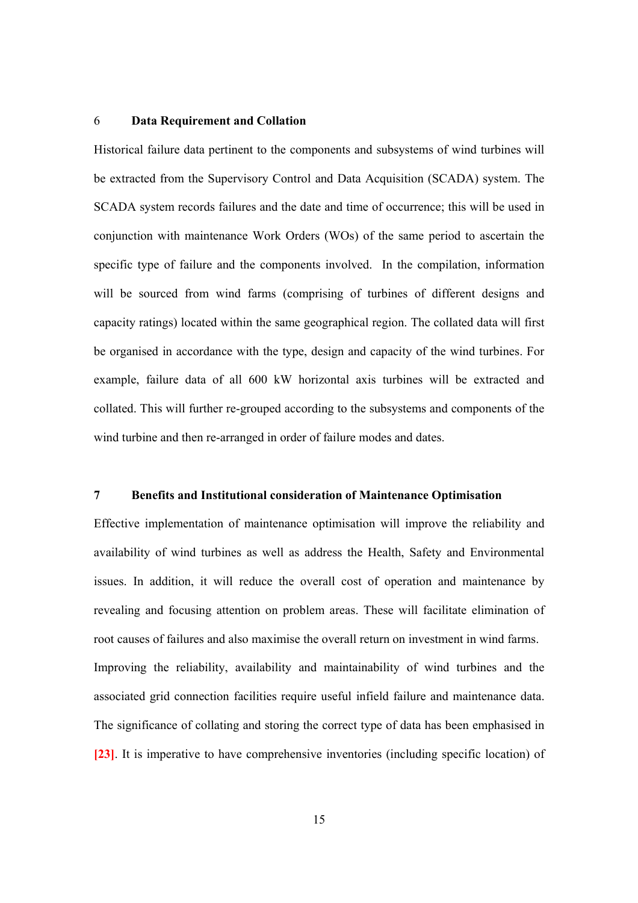## 6 Data Requirement and Collation

Historical failure data pertinent to the components and subsystems of wind turbines will be extracted from the Supervisory Control and Data Acquisition (SCADA) system. The SCADA system records failures and the date and time of occurrence; this will be used in conjunction with maintenance Work Orders (WOs) of the same period to ascertain the specific type of failure and the components involved. In the compilation, information will be sourced from wind farms (comprising of turbines of different designs and capacity ratings) located within the same geographical region. The collated data will first be organised in accordance with the type, design and capacity of the wind turbines. For example, failure data of all 600 kW horizontal axis turbines will be extracted and collated. This will further re-grouped according to the subsystems and components of the wind turbine and then re-arranged in order of failure modes and dates.

## 7 Benefits and Institutional consideration of Maintenance Optimisation

Effective implementation of maintenance optimisation will improve the reliability and availability of wind turbines as well as address the Health, Safety and Environmental issues. In addition, it will reduce the overall cost of operation and maintenance by revealing and focusing attention on problem areas. These will facilitate elimination of root causes of failures and also maximise the overall return on investment in wind farms.

Improving the reliability, availability and maintainability of wind turbines and the associated grid connection facilities require useful infield failure and maintenance data. The significance of collating and storing the correct type of data has been emphasised in [23]. It is imperative to have comprehensive inventories (including specific location) of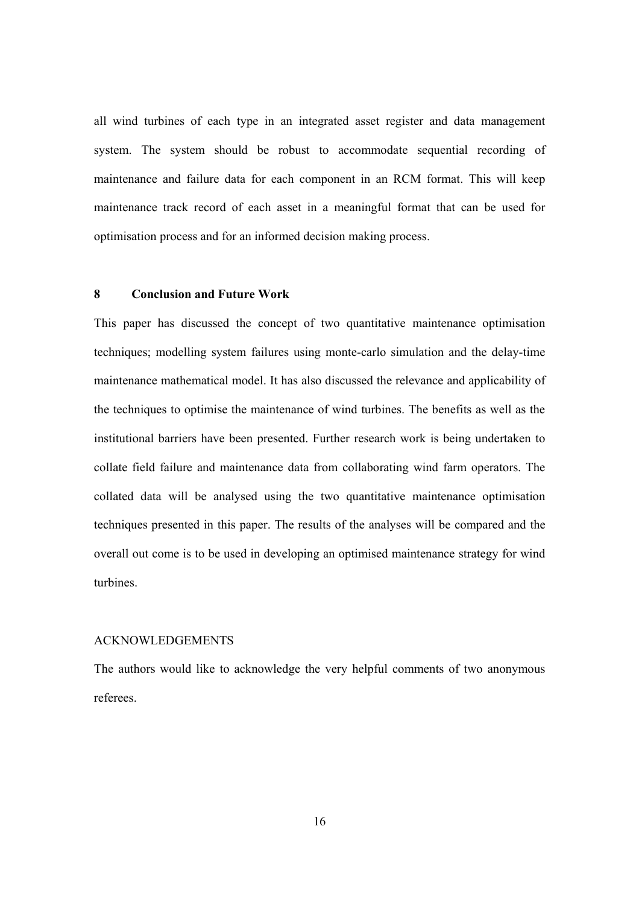all wind turbines of each type in an integrated asset register and data management system. The system should be robust to accommodate sequential recording of maintenance and failure data for each component in an RCM format. This will keep maintenance track record of each asset in a meaningful format that can be used for optimisation process and for an informed decision making process.

## 8 Conclusion and Future Work

This paper has discussed the concept of two quantitative maintenance optimisation techniques; modelling system failures using monte-carlo simulation and the delay-time maintenance mathematical model. It has also discussed the relevance and applicability of the techniques to optimise the maintenance of wind turbines. The benefits as well as the institutional barriers have been presented. Further research work is being undertaken to collate field failure and maintenance data from collaborating wind farm operators. The collated data will be analysed using the two quantitative maintenance optimisation techniques presented in this paper. The results of the analyses will be compared and the overall out come is to be used in developing an optimised maintenance strategy for wind turbines.

ACKNOWLEDGEMENTS

The authors would like to acknowledge the very helpful comments of two anonymous referees.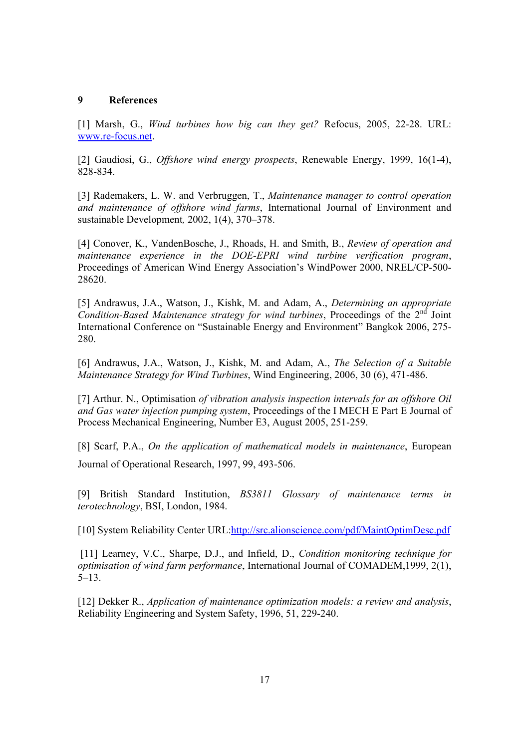## 9 References

[1] Marsh, G., *Wind turbines how big can they get?* Refocus, 2005, 22-28. URL: www.re-focus.net.

[2] Gaudiosi, G., *Offshore wind energy prospects*, Renewable Energy, 1999, 16(1-4), 828-834.

[3] Rademakers, L. W. and Verbruggen, T., *Maintenance manager to control operation and maintenance of offshore wind farms*, International Journal of Environment and sustainable Development*,* 2002, 1(4), 370–378.

[4] Conover, K., VandenBosche, J., Rhoads, H. and Smith, B., *Review of operation and maintenance experience in the DOE-EPRI wind turbine verification program*, Proceedings of American Wind Energy Association's WindPower 2000, NREL/CP-500-28620.

[5] Andrawus, J.A., Watson, J., Kishk, M. and Adam, A., *Determining an appropriate Condition-Based Maintenance strategy for wind turbines*, Proceedings of the 2nd Joint International Conference on "Sustainable Energy and Environment" Bangkok 2006, 275-280.

[6] Andrawus, J.A., Watson, J., Kishk, M. and Adam, A., *The Selection of a Suitable Maintenance Strategy for Wind Turbines*, Wind Engineering, 2006, 30 (6), 471-486.

[7] Arthur. N., Optimisation *of vibration analysis inspection intervals for an offshore Oil and Gas water injection pumping system*, Proceedings of the I MECH E Part E Journal of Process Mechanical Engineering, Number E3, August 2005, 251-259.

[8] Scarf, P.A., *On the application of mathematical models in maintenance*, European Journal of Operational Research, 1997, 99, 493-506.

[9] British Standard Institution, *BS3811 Glossary of maintenance terms in terotechnology*, BSI, London, 1984.

[10] System Reliability Center URL:http://src.alionscience.com/pdf/MaintOptimDesc.pdf

[11] Learney, V.C., Sharpe, D.J., and Infield, D., *Condition monitoring technique for optimisation of wind farm performance*, International Journal of COMADEM,1999, 2(1), 5–13.

[12] Dekker R., *Application of maintenance optimization models: a review and analysis*, Reliability Engineering and System Safety, 1996, 51, 229-240.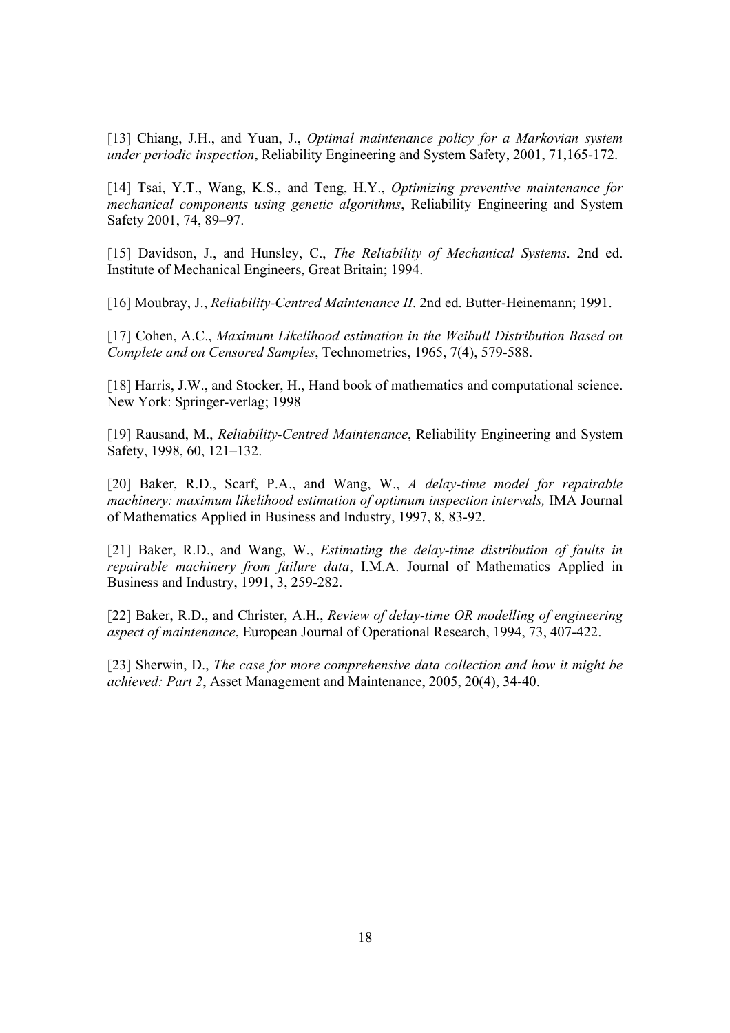[13] Chiang, J.H., and Yuan, J., *Optimal maintenance policy for a Markovian system under periodic inspection*, Reliability Engineering and System Safety, 2001, 71,165-172.

[14] Tsai, Y.T., Wang, K.S., and Teng, H.Y., *Optimizing preventive maintenance for mechanical components using genetic algorithms*, Reliability Engineering and System Safety 2001, 74, 89–97.

[15] Davidson, J., and Hunsley, C., *The Reliability of Mechanical Systems*. 2nd ed. Institute of Mechanical Engineers, Great Britain; 1994.

[16] Moubray, J., *Reliability-Centred Maintenance II*. 2nd ed. Butter-Heinemann; 1991.

[17] Cohen, A.C., *Maximum Likelihood estimation in the Weibull Distribution Based on Complete and on Censored Samples*, Technometrics, 1965, 7(4), 579-588.

[18] Harris, J.W., and Stocker, H., Hand book of mathematics and computational science. New York: Springer-verlag; 1998

[19] Rausand, M., *Reliability-Centred Maintenance*, Reliability Engineering and System Safety, 1998, 60, 121–132.

[20] Baker, R.D., Scarf, P.A., and Wang, W., *A delay-time model for repairable machinery: maximum likelihood estimation of optimum inspection intervals,* IMA Journal of Mathematics Applied in Business and Industry, 1997, 8, 83-92.

[21] Baker, R.D., and Wang, W., *Estimating the delay-time distribution of faults in repairable machinery from failure data*, I.M.A. Journal of Mathematics Applied in Business and Industry, 1991, 3, 259-282.

[22] Baker, R.D., and Christer, A.H., *Review of delay-time OR modelling of engineering aspect of maintenance*, European Journal of Operational Research, 1994, 73, 407-422.

[23] Sherwin, D., *The case for more comprehensive data collection and how it might be achieved: Part 2*, Asset Management and Maintenance, 2005, 20(4), 34-40.